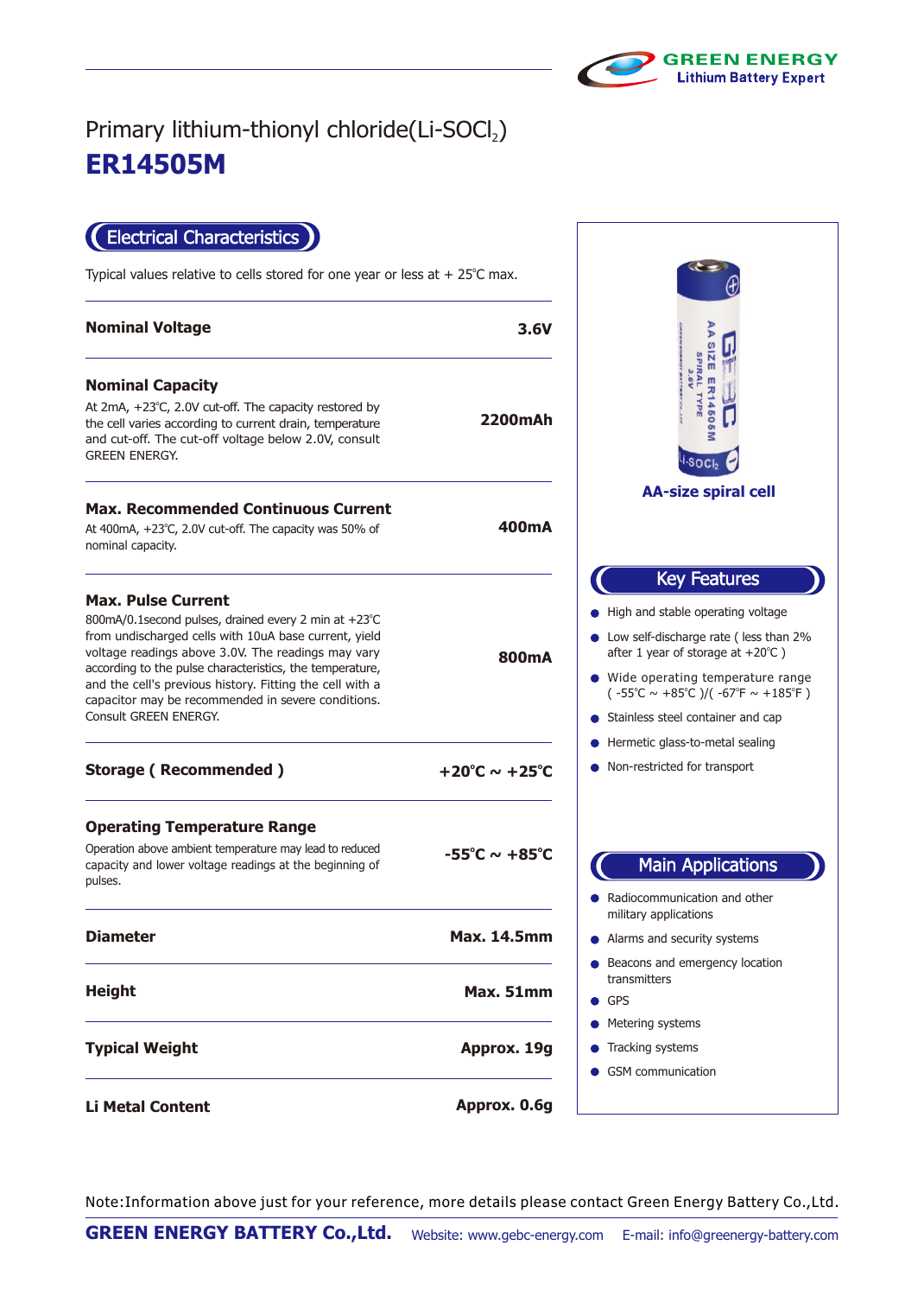GREEN ENERGY
Lithium Battery Expert

# Primary lithium-thionyl chloride(Li-$SOCl_2$)

# ER14505M

## Electrical Characteristics

Typical values relative to cells stored for one year or less at + 25℃ max.

| Parameter | Value |
|---|---|
| **Nominal Voltage** | **3.6V** |
| **Nominal Capacity**<br>At 2mA, +23℃, 2.0V cut-off. The capacity restored by the cell varies according to current drain, temperature and cut-off. The cut-off voltage below 2.0V, consult GREEN ENERGY. | **2200mAh** |
| **Max. Recommended Continuous Current**<br>At 400mA, +23℃, 2.0V cut-off. The capacity was 50% of nominal capacity. | **400mA** |
| **Max. Pulse Current**<br>800mA/0.1second pulses, drained every 2 min at +23℃ from undischarged cells with 10uA base current, yield voltage readings above 3.0V. The readings may vary according to the pulse characteristics, the temperature, and the cell's previous history. Fitting the cell with a capacitor may be recommended in severe conditions. Consult GREEN ENERGY. | **800mA** |
| **Storage ( Recommended )** | **+20℃ ~ +25℃** |
| **Operating Temperature Range**<br>Operation above ambient temperature may lead to reduced capacity and lower voltage readings at the beginning of pulses. | **-55℃ ~ +85℃** |
| **Diameter** | **Max. 14.5mm** |
| **Height** | **Max. 51mm** |
| **Typical Weight** | **Approx. 19g** |
| **Li Metal Content** | **Approx. 0.6g** |

**AA-size spiral cell**

## Key Features

- High and stable operating voltage
- Low self-discharge rate ( less than 2% after 1 year of storage at +20℃ )
- Wide operating temperature range ( -55℃ ~ +85℃ )/( -67℉ ~ +185℉ )
- Stainless steel container and cap
- Hermetic glass-to-metal sealing
- Non-restricted for transport

## Main Applications

- Radiocommunication and other military applications
- Alarms and security systems
- Beacons and emergency location transmitters
- GPS
- Metering systems
- Tracking systems
- GSM communication

Note:Information above just for your reference, more details please contact Green Energy Battery Co.,Ltd.

**GREEN ENERGY BATTERY Co.,Ltd.** Website: www.gebc-energy.com E-mail: info@greenergy-battery.com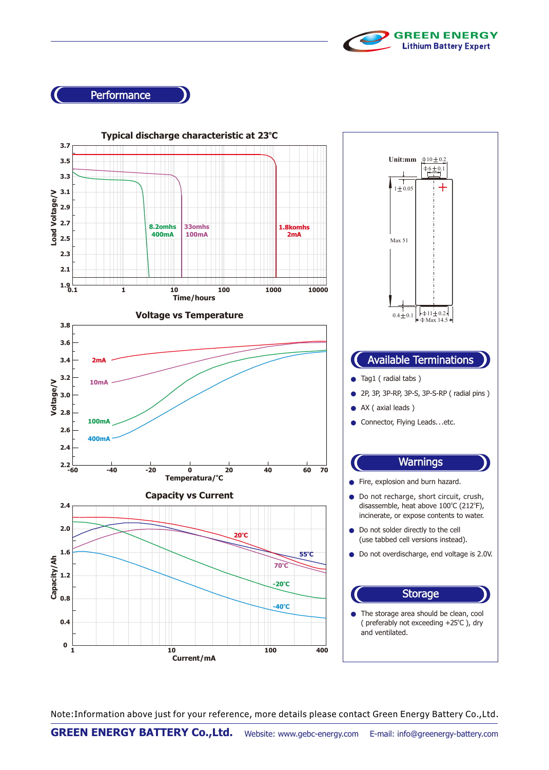## Performance

### Typical discharge characteristic at 23℃

Load Voltage/V

3.7
3.5
3.3
3.1
2.9
2.7
2.5
2.3
2.1
1.9

8.2omhs 400mA

33omhs 100mA

1.8komhs 2mA

0.1
1
10
100
1000
10000

Time/hours

### Voltage vs Temperature

Voltage/V

3.8
3.6
3.4
3.2
3.0
2.8
2.6
2.4
2.2

2mA
10mA
100mA
400mA

-60
-40
-20
0
20
40
60
70

Temperatura/℃

### Capacity vs Current

Capacity/Ah

2.4
2.0
1.6
1.2
0.8
0.4
0

20℃
55℃
70℃
-20℃
-40℃

1
10
100
400

Current/mA

Unit:mm

Φ10±0.2

Φ6±0.1

1±0.05

Max 51

0.4±0.1

Φ11±0.2

Φ Max 14.5

## Available Terminations

- Tag1 ( radial tabs )
- 2P, 3P, 3P-RP, 3P-S, 3P-S-RP ( radial pins )
- AX ( axial leads )
- Connector, Flying Leads…etc.

## Warnings

- Fire, explosion and burn hazard.
- Do not recharge, short circuit, crush, disassemble, heat above 100℃ (212℉), incinerate, or expose contents to water.
- Do not solder directly to the cell (use tabbed cell versions instead).
- Do not overdischarge, end voltage is 2.0V.

## Storage

- The storage area should be clean, cool ( preferably not exceeding +25℃ ), dry and ventilated.

Note:Information above just for your reference, more details please contact Green Energy Battery Co.,Ltd.

**GREEN ENERGY BATTERY Co.,Ltd.** Website: www.gebc-energy.com E-mail: info@greenergy-battery.com